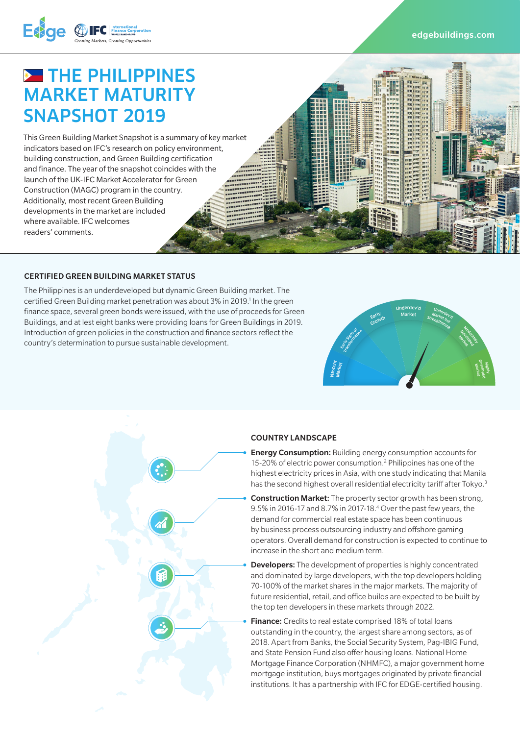# THE PHILIPPINES MARKET MATURITY SNAPSHOT 2019

This Green Building Market Snapshot is a summary of key market indicators based on IFC's research on policy environment, building construction, and Green Building certification and finance. The year of the snapshot coincides with the launch of the UK-IFC Market Accelerator for Green Construction (MAGC) program in the country. Additionally, most recent Green Building developments in the market are included where available. IFC welcomes readers' comments.

## CERTIFIED GREEN BUILDING MARKET STATUS

The Philippines is an underdeveloped but dynamic Green Building market. The certified Green Building market penetration was about 3% in 2019.[1] In the green finance space, several green bonds were issued, with the use of proceeds for Green Buildings, and at lest eight banks were providing loans for Green Buildings in 2019. Introduction of green policies in the construction and finance sectors reflect the country's determination to pursue sustainable development.

Nascent Market | Early Signs of Transformation | Early Growth | Underdev'd Market | Underdev'd Market but Strengthening | Moderately Developed Market | Highly Developed Market

## COUNTRY LANDSCAPE

- **Energy Consumption:** Building energy consumption accounts for 15-20% of electric power consumption.[2] Philippines has one of the highest electricity prices in Asia, with one study indicating that Manila has the second highest overall residential electricity tariff after Tokyo.[3]
- **Construction Market:** The property sector growth has been strong, 9.5% in 2016-17 and 8.7% in 2017-18.[4] Over the past few years, the demand for commercial real estate space has been continuous by business process outsourcing industry and offshore gaming operators. Overall demand for construction is expected to continue to increase in the short and medium term.
- **Developers:** The development of properties is highly concentrated and dominated by large developers, with the top developers holding 70-100% of the market shares in the major markets. The majority of future residential, retail, and office builds are expected to be built by the top ten developers in these markets through 2022.
- **Finance:** Credits to real estate comprised 18% of total loans outstanding in the country, the largest share among sectors, as of 2018. Apart from Banks, the Social Security System, Pag-IBIG Fund, and State Pension Fund also offer housing loans. National Home Mortgage Finance Corporation (NHMFC), a major government home mortgage institution, buys mortgages originated by private financial institutions. It has a partnership with IFC for EDGE-certified housing.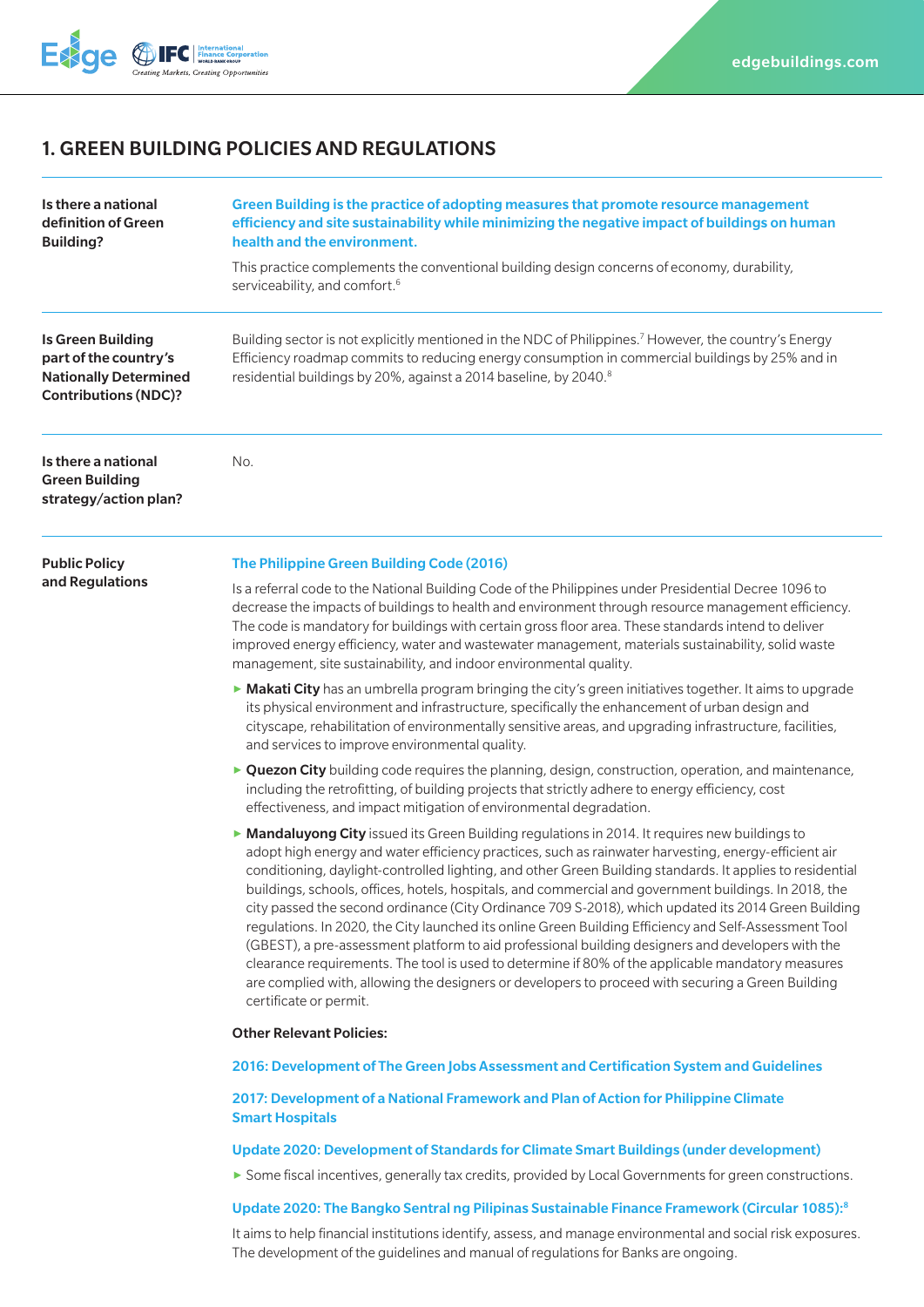## 1. GREEN BUILDING POLICIES AND REGULATIONS

**Is there a national definition of Green Building?**

**Green Building is the practice of adopting measures that promote resource management efficiency and site sustainability while minimizing the negative impact of buildings on human health and the environment.**

This practice complements the conventional building design concerns of economy, durability, serviceability, and comfort.[6]

**Is Green Building part of the country's Nationally Determined Contributions (NDC)?**

Building sector is not explicitly mentioned in the NDC of Philippines.[7] However, the country's Energy Efficiency roadmap commits to reducing energy consumption in commercial buildings by 25% and in residential buildings by 20%, against a 2014 baseline, by 2040.[8]

**Is there a national Green Building strategy/action plan?**

No.

**Public Policy and Regulations**

**The Philippine Green Building Code (2016)**

Is a referral code to the National Building Code of the Philippines under Presidential Decree 1096 to decrease the impacts of buildings to health and environment through resource management efficiency. The code is mandatory for buildings with certain gross floor area. These standards intend to deliver improved energy efficiency, water and wastewater management, materials sustainability, solid waste management, site sustainability, and indoor environmental quality.

- **Makati City** has an umbrella program bringing the city's green initiatives together. It aims to upgrade its physical environment and infrastructure, specifically the enhancement of urban design and cityscape, rehabilitation of environmentally sensitive areas, and upgrading infrastructure, facilities, and services to improve environmental quality.
- **Quezon City** building code requires the planning, design, construction, operation, and maintenance, including the retrofitting, of building projects that strictly adhere to energy efficiency, cost effectiveness, and impact mitigation of environmental degradation.
- **Mandaluyong City** issued its Green Building regulations in 2014. It requires new buildings to adopt high energy and water efficiency practices, such as rainwater harvesting, energy-efficient air conditioning, daylight-controlled lighting, and other Green Building standards. It applies to residential buildings, schools, offices, hotels, hospitals, and commercial and government buildings. In 2018, the city passed the second ordinance (City Ordinance 709 S-2018), which updated its 2014 Green Building regulations. In 2020, the City launched its online Green Building Efficiency and Self-Assessment Tool (GBEST), a pre-assessment platform to aid professional building designers and developers with the clearance requirements. The tool is used to determine if 80% of the applicable mandatory measures are complied with, allowing the designers or developers to proceed with securing a Green Building certificate or permit.

**Other Relevant Policies:**

**2016: Development of The Green Jobs Assessment and Certification System and Guidelines**

**2017: Development of a National Framework and Plan of Action for Philippine Climate Smart Hospitals**

**Update 2020: Development of Standards for Climate Smart Buildings (under development)**

- Some fiscal incentives, generally tax credits, provided by Local Governments for green constructions.

**Update 2020: The Bangko Sentral ng Pilipinas Sustainable Finance Framework (Circular 1085):[8]**

It aims to help financial institutions identify, assess, and manage environmental and social risk exposures. The development of the guidelines and manual of regulations for Banks are ongoing.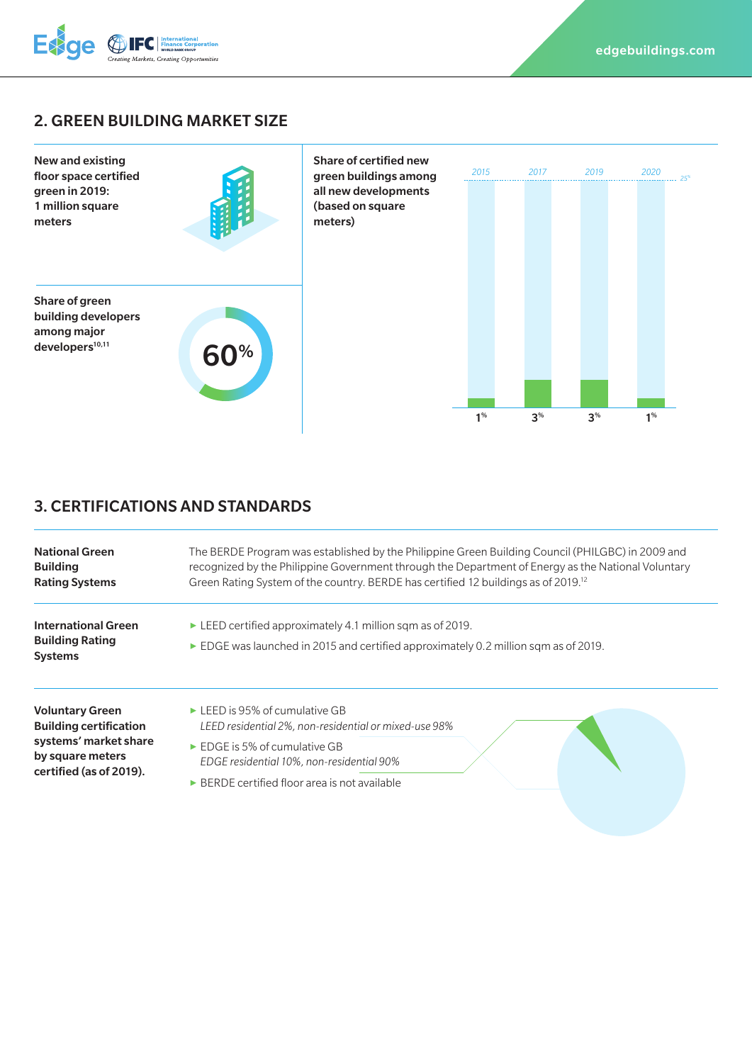## 2. GREEN BUILDING MARKET SIZE

**New and existing floor space certified green in 2019: 1 million square meters**

**Share of green building developers among major developers**[10,11]

60%

**Share of certified new green buildings among all new developments (based on square meters)**

| 2015 | 2017 | 2019 | 2020 |
|---|---|---|---|
| 1% | 3% | 3% | 1% |

25%

## 3. CERTIFICATIONS AND STANDARDS

**National Green Building Rating Systems**

The BERDE Program was established by the Philippine Green Building Council (PHILGBC) in 2009 and recognized by the Philippine Government through the Department of Energy as the National Voluntary Green Rating System of the country. BERDE has certified 12 buildings as of 2019.[12]

**International Green Building Rating Systems**

- LEED certified approximately 4.1 million sqm as of 2019.
- EDGE was launched in 2015 and certified approximately 0.2 million sqm as of 2019.

**Voluntary Green Building certification systems' market share by square meters certified (as of 2019).**

- LEED is 95% of cumulative GB
  *LEED residential 2%, non-residential or mixed-use 98%*
- EDGE is 5% of cumulative GB
  *EDGE residential 10%, non-residential 90%*
- BERDE certified floor area is not available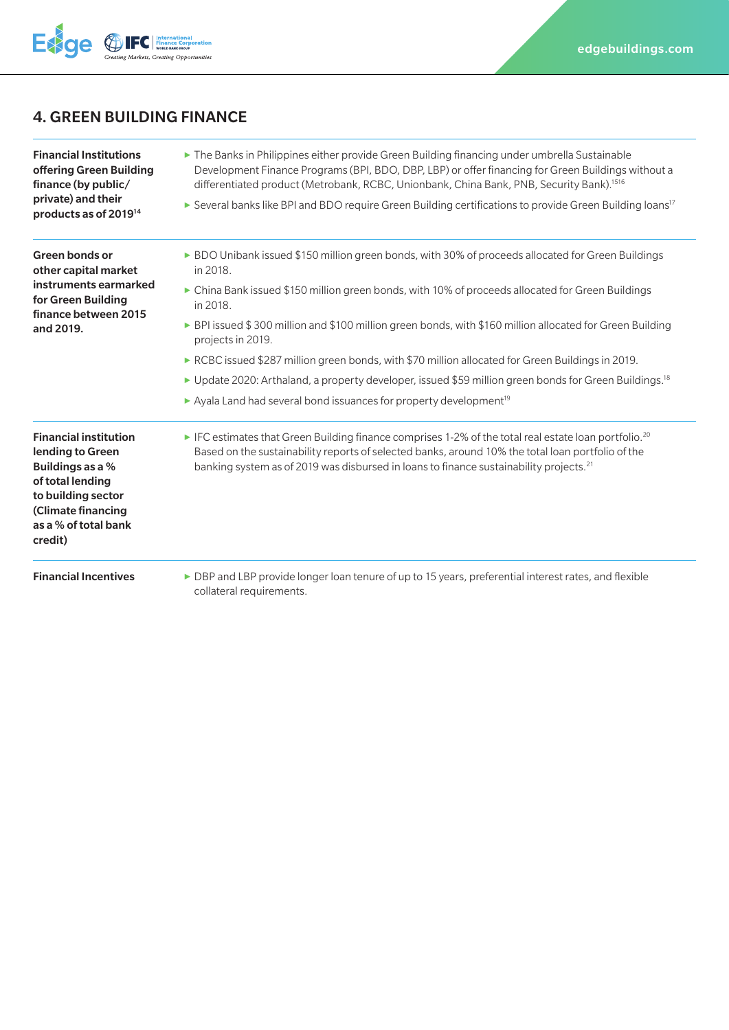## 4. GREEN BUILDING FINANCE

| | |
|---|---|
| **Financial Institutions offering Green Building finance (by public/ private) and their products as of 2019**[14] | ▸ The Banks in Philippines either provide Green Building financing under umbrella Sustainable Development Finance Programs (BPI, BDO, DBP, LBP) or offer financing for Green Buildings without a differentiated product (Metrobank, RCBC, Unionbank, China Bank, PNB, Security Bank).[15][16]<br>▸ Several banks like BPI and BDO require Green Building certifications to provide Green Building loans[17] |
| **Green bonds or other capital market instruments earmarked for Green Building finance between 2015 and 2019.** | ▸ BDO Unibank issued $150 million green bonds, with 30% of proceeds allocated for Green Buildings in 2018.<br>▸ China Bank issued $150 million green bonds, with 10% of proceeds allocated for Green Buildings in 2018.<br>▸ BPI issued $ 300 million and $100 million green bonds, with $160 million allocated for Green Building projects in 2019.<br>▸ RCBC issued $287 million green bonds, with $70 million allocated for Green Buildings in 2019.<br>▸ Update 2020: Arthaland, a property developer, issued $59 million green bonds for Green Buildings.[18]<br>▸ Ayala Land had several bond issuances for property development[19] |
| **Financial institution lending to Green Buildings as a % of total lending to building sector (Climate financing as a % of total bank credit)** | ▸ IFC estimates that Green Building finance comprises 1-2% of the total real estate loan portfolio.[20] Based on the sustainability reports of selected banks, around 10% the total loan portfolio of the banking system as of 2019 was disbursed in loans to finance sustainability projects.[21] |
| **Financial Incentives** | ▸ DBP and LBP provide longer loan tenure of up to 15 years, preferential interest rates, and flexible collateral requirements. |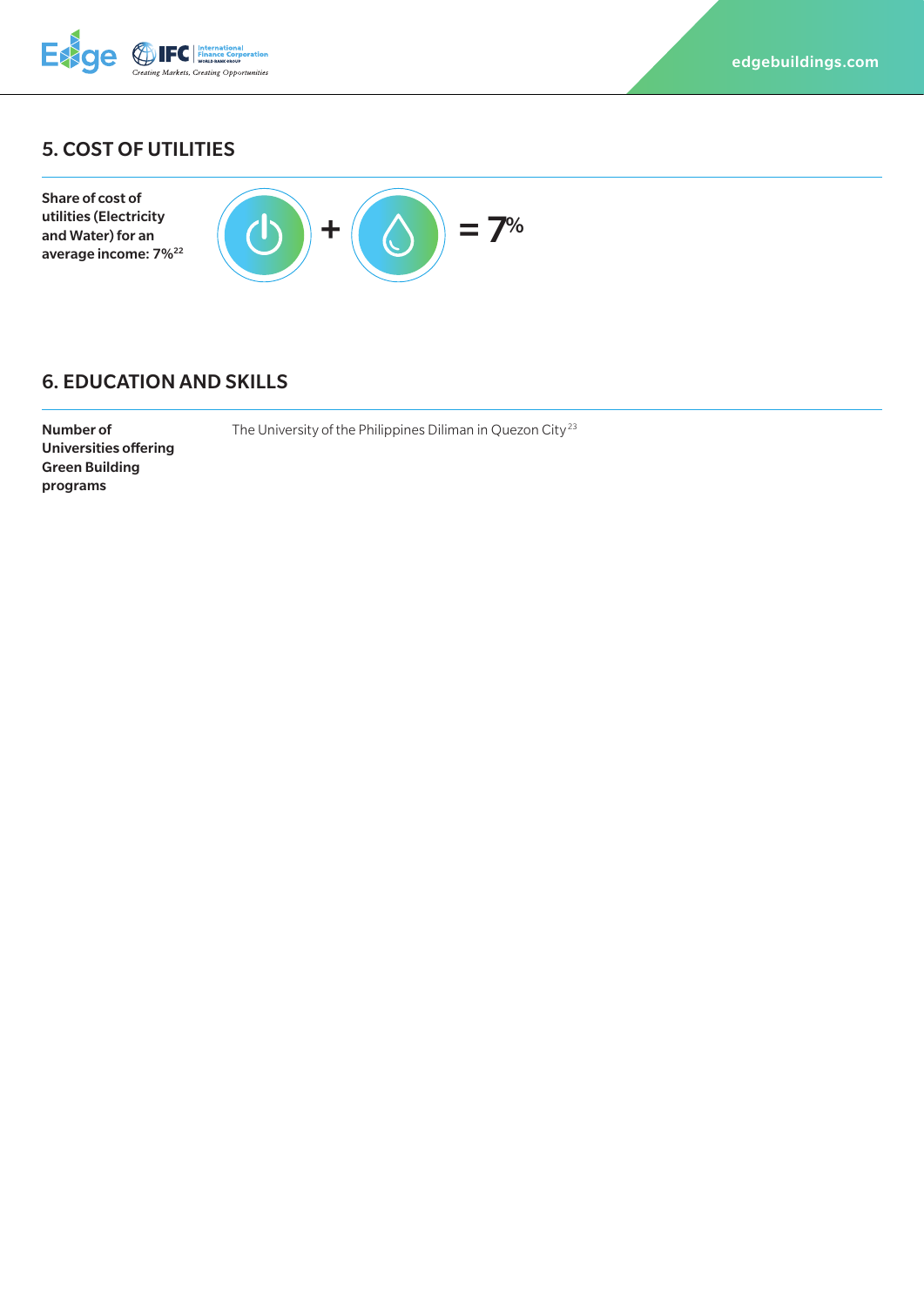## 5. COST OF UTILITIES

**Share of cost of utilities (Electricity and Water) for an average income: 7%**[22]

+ = 7%

## 6. EDUCATION AND SKILLS

| **Number of Universities offering Green Building programs** | The University of the Philippines Diliman in Quezon City[23] |
|---|---|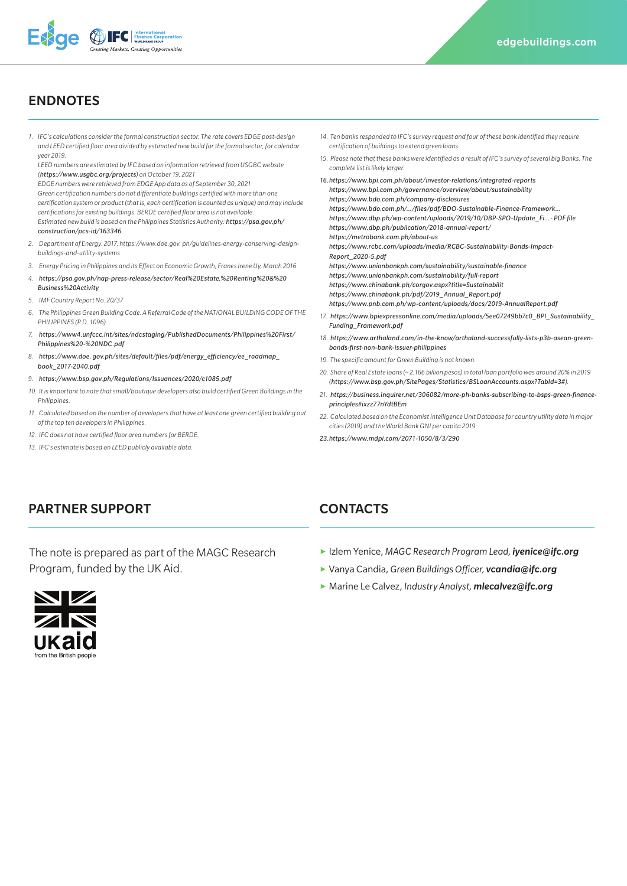## ENDNOTES

1. IFC's calculations consider the formal construction sector. The rate covers EDGE post-design and LEED certified floor area divided by estimated new build for the formal sector, for calendar year 2019.
   LEED numbers are estimated by IFC based on information retrieved from USGBC website (https://www.usgbc.org/projects) on October 19, 2021
   EDGE numbers were retrieved from EDGE App data as of September 30, 2021
   Green certification numbers do not differentiate buildings certified with more than one certification system or product (that is, each certification is counted as unique) and may include certifications for existing buildings. BERDE certified floor area is not available.
   Estimated new build is based on the Philippines Statistics Authority: https://psa.gov.ph/construction/pcs-id/163346
2. Department of Energy. 2017. https://www.doe.gov. ph/guidelines-energy-conserving-design-buildings-and-utility-systems
3. Energy Pricing in Philippines and its Effect on Economic Growth, Franes Irene Uy, March 2016
4. https://psa.gov.ph/nap-press-release/sector/Real%20Estate,%20Renting%20&%20Business%20Activity
5. IMF Country Report No. 20/37
6. The Philippines Green Building Code. A Referral Code of the NATIONAL BUILDING CODE OF THE PHILIPPINES (P.D. 1096)
7. https://www4.unfccc.int/sites/ndcstaging/PublishedDocuments/Philippines%20First/Philippines%20-%20NDC.pdf
8. https://www.doe. gov.ph/sites/default/files/pdf/energy_efficiency/ee_roadmap_book_2017-2040.pdf
9. https://www.bsp.gov.ph/Regulations/Issuances/2020/c1085.pdf
10. It is important to note that small/boutique developers also build certified Green Buildings in the Philippines.
11. Calculated based on the number of developers that have at least one green certified building out of the top ten developers in Philippines.
12. IFC does not have certified floor area numbers for BERDE.
13. IFC's estimate is based on LEED publicly available data.
14. Ten banks responded to IFC's survey request and four of these bank identified they require certification of buildings to extend green loans.
15. Please note that these banks were identified as a result of IFC's survey of several big Banks. The complete list is likely larger.
16. https://www.bpi.com.ph/about/investor-relations/integrated-reports
    https://www.bpi.com.ph/governance/overview/about/sustainability
    https://www.bdo.com.ph/company-disclosures
    https://www.bdo.com.ph/.../files/pdf/BDO-Sustainable-Finance-Framework...
    https://www.dbp.ph/wp-content/uploads/2019/10/DBP-SPO-Update_Fi... · PDF file
    https://www.dbp.ph/publication/2018-annual-report/
    https://metrobank.com.ph/about-us
    https://www.rcbc.com/uploads/media/RCBC-Sustainability-Bonds-Impact-Report_2020-5.pdf
    https://www.unionbankph.com/sustainability/sustainable-finance
    https://www.unionbankph.com/sustainability/full-report
    https://www.chinabank.ph/corgov.aspx?title=Sustainabilit
    https://www.chinabank.ph/pdf/2019_Annual_Report.pdf
    https://www.pnb.com.ph/wp-content/uploads/docs/2019-AnnualReport.pdf
17. https://www.bpiexpressonline.com/media/uploads/5ee07249bb7c0_BPI_Sustainability_Funding_Framework.pdf
18. https://www.arthaland.com/in-the-know/arthaland-successfully-lists-p3b-asean-green-bonds-first-non-bank-issuer-philippines
19. The specific amount for Green Building is not known.
20. Share of Real Estate loans (~ 2,166 billion pesos) in total loan portfolio was around 20% in 2019 (https://www.bsp.gov.ph/SitePages/Statistics/BSLoanAccounts.aspx?TabId=3#).
21. https://business.inquirer.net/306082/more-ph-banks-subscribing-to-bsps-green-finance-principles#ixzz77nYdtBEm
22. Calculated based on the Economist Intelligence Unit Database for country utility data in major cities (2019) and the World Bank GNI per capita 2019
23. https://www.mdpi.com/2071-1050/8/3/290

## PARTNER SUPPORT

The note is prepared as part of the MAGC Research Program, funded by the UK Aid.

UKaid
from the British people

## CONTACTS

- Izlem Yenice, *MAGC Research Program Lead*, ***iyenice@ifc.org***
- Vanya Candia, *Green Buildings Officer*, ***vcandia@ifc.org***
- Marine Le Calvez, *Industry Analyst*, ***mlecalvez@ifc.org***